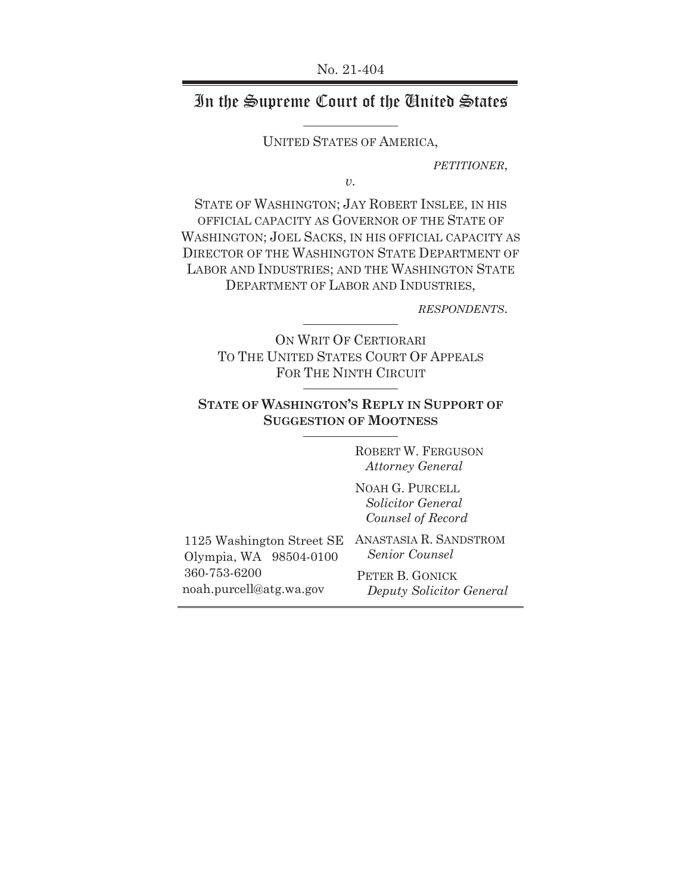No. 21-404

# In the Supreme Court of the United States

UNITED STATES OF AMERICA,

*PETITIONER*,

*v.*

STATE OF WASHINGTON; JAY ROBERT INSLEE, IN HIS OFFICIAL CAPACITY AS GOVERNOR OF THE STATE OF WASHINGTON; JOEL SACKS, IN HIS OFFICIAL CAPACITY AS DIRECTOR OF THE WASHINGTON STATE DEPARTMENT OF LABOR AND INDUSTRIES; AND THE WASHINGTON STATE DEPARTMENT OF LABOR AND INDUSTRIES,

*RESPONDENTS*.

ON WRIT OF CERTIORARI TO THE UNITED STATES COURT OF APPEALS FOR THE NINTH CIRCUIT

**STATE OF WASHINGTON'S REPLY IN SUPPORT OF SUGGESTION OF MOOTNESS**

ROBERT W. FERGUSON
*Attorney General*

NOAH G. PURCELL
*Solicitor General*
*Counsel of Record*

ANASTASIA R. SANDSTROM
*Senior Counsel*

PETER B. GONICK
*Deputy Solicitor General*

1125 Washington Street SE
Olympia, WA 98504-0100
360-753-6200
noah.purcell@atg.wa.gov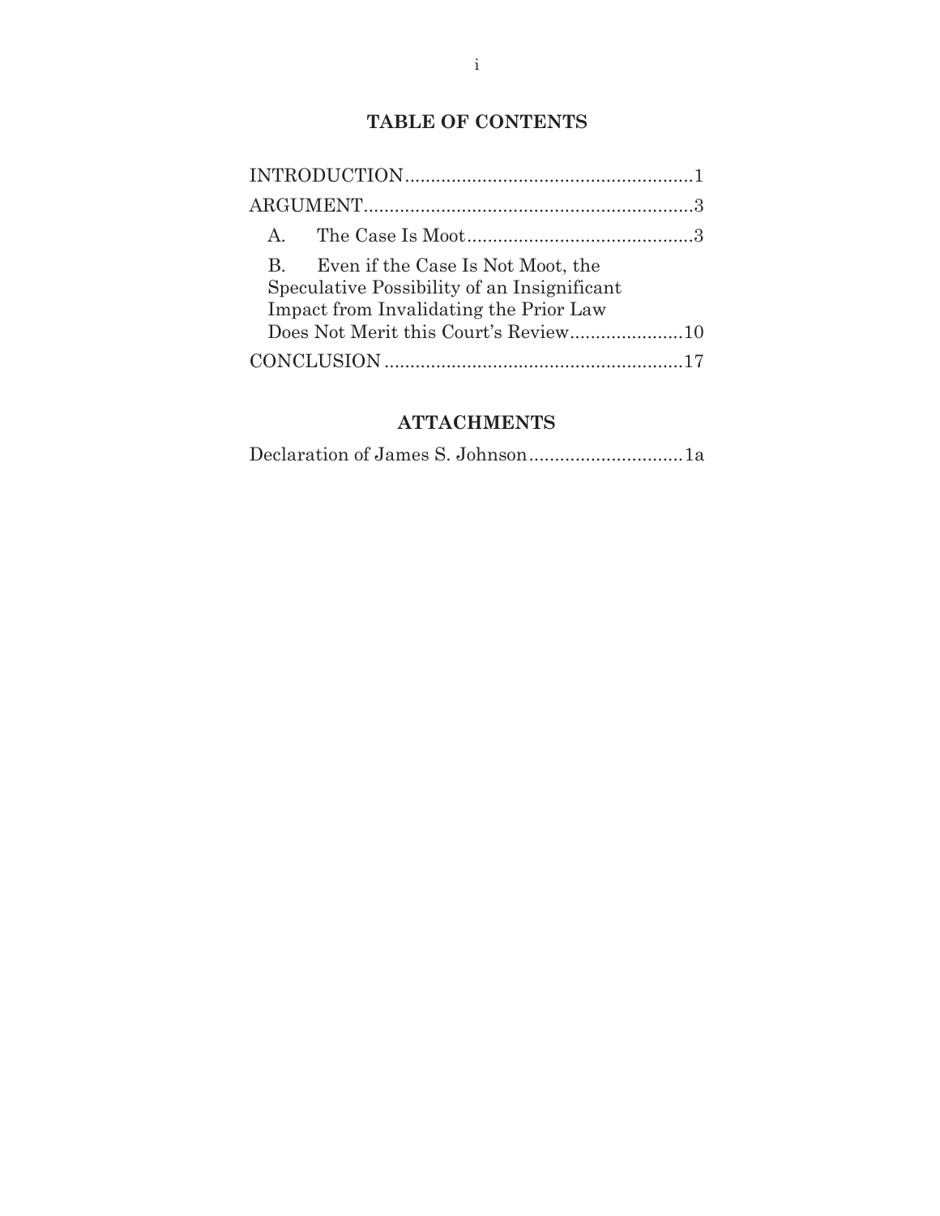# TABLE OF CONTENTS

INTRODUCTION........................................................1

ARGUMENT................................................................3

A. The Case Is Moot............................................3

B. Even if the Case Is Not Moot, the Speculative Possibility of an Insignificant Impact from Invalidating the Prior Law Does Not Merit this Court's Review......................10

CONCLUSION ..........................................................17

# ATTACHMENTS

Declaration of James S. Johnson..............................1a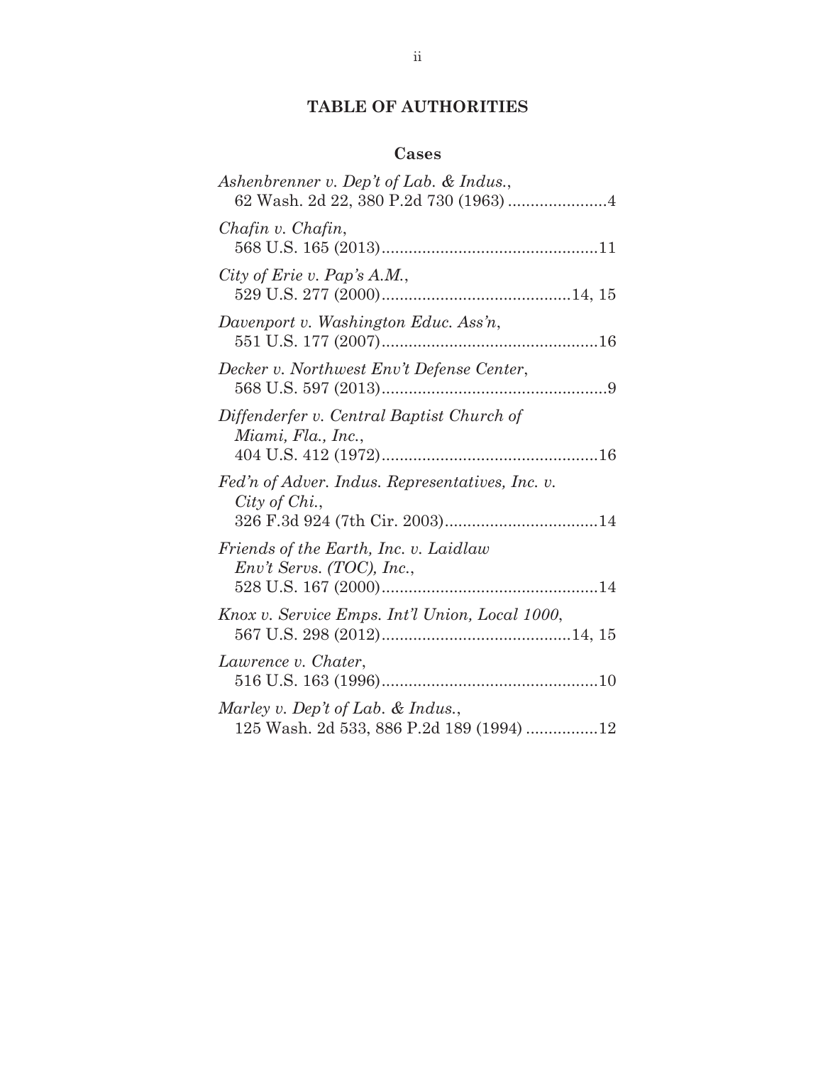## TABLE OF AUTHORITIES

### Cases

*Ashenbrenner v. Dep't of Lab. & Indus.*,
62 Wash. 2d 22, 380 P.2d 730 (1963) ......................4

*Chafin v. Chafin*,
568 U.S. 165 (2013)................................................11

*City of Erie v. Pap's A.M.*,
529 U.S. 277 (2000)..........................................14, 15

*Davenport v. Washington Educ. Ass'n*,
551 U.S. 177 (2007)................................................16

*Decker v. Northwest Env't Defense Center*,
568 U.S. 597 (2013)..................................................9

*Diffenderfer v. Central Baptist Church of Miami, Fla., Inc.*,
404 U.S. 412 (1972)................................................16

*Fed'n of Adver. Indus. Representatives, Inc. v. City of Chi.*,
326 F.3d 924 (7th Cir. 2003)..................................14

*Friends of the Earth, Inc. v. Laidlaw Env't Servs. (TOC), Inc.*,
528 U.S. 167 (2000)................................................14

*Knox v. Service Emps. Int'l Union, Local 1000*,
567 U.S. 298 (2012)..........................................14, 15

*Lawrence v. Chater*,
516 U.S. 163 (1996)................................................10

*Marley v. Dep't of Lab. & Indus.*,
125 Wash. 2d 533, 886 P.2d 189 (1994) ................12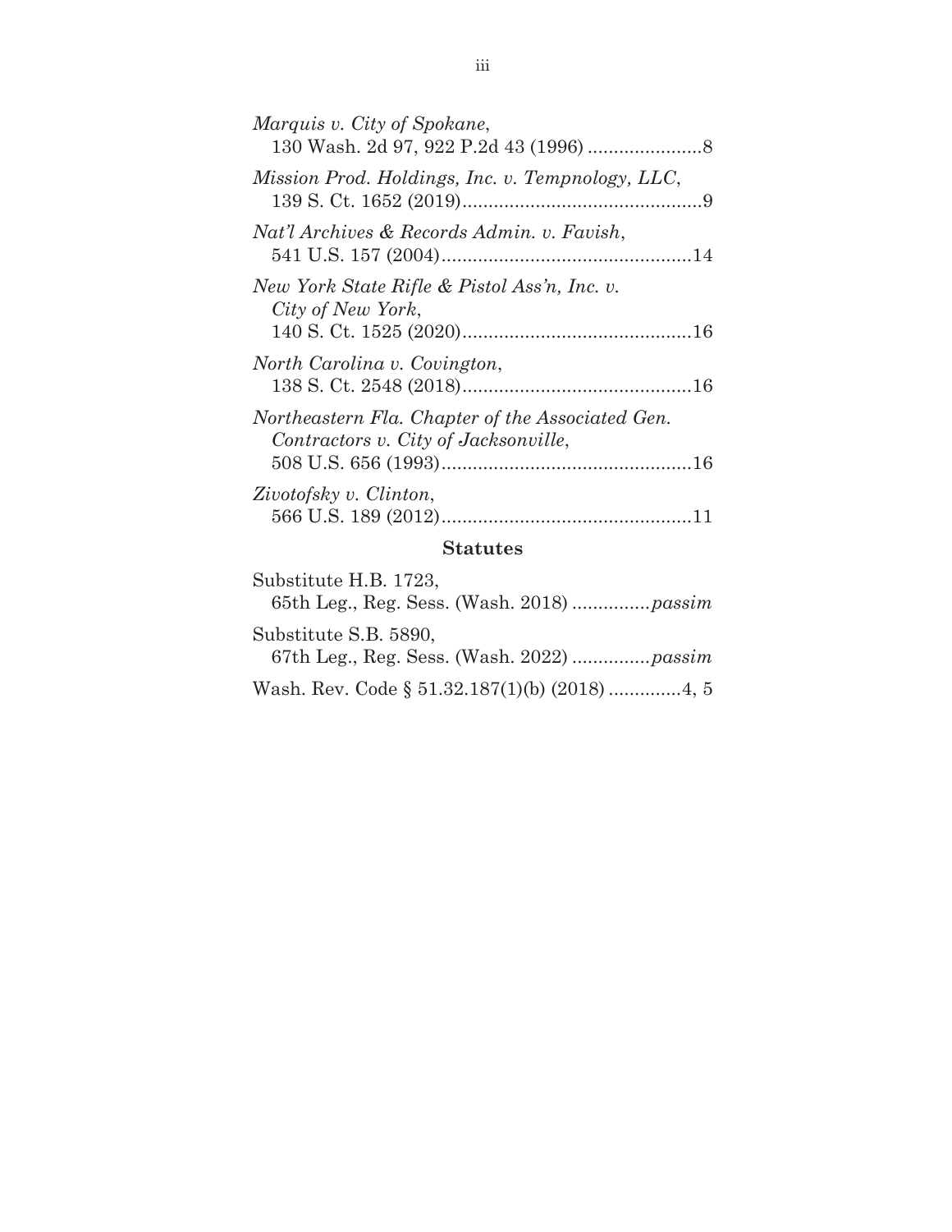*Marquis v. City of Spokane*,
130 Wash. 2d 97, 922 P.2d 43 (1996) ......................8

*Mission Prod. Holdings, Inc. v. Tempnology, LLC*,
139 S. Ct. 1652 (2019)..............................................9

*Nat'l Archives & Records Admin. v. Favish*,
541 U.S. 157 (2004)................................................14

*New York State Rifle & Pistol Ass'n, Inc. v. City of New York*,
140 S. Ct. 1525 (2020)............................................16

*North Carolina v. Covington*,
138 S. Ct. 2548 (2018)............................................16

*Northeastern Fla. Chapter of the Associated Gen. Contractors v. City of Jacksonville*,
508 U.S. 656 (1993)................................................16

*Zivotofsky v. Clinton*,
566 U.S. 189 (2012)................................................11

## Statutes

Substitute H.B. 1723,
65th Leg., Reg. Sess. (Wash. 2018) ...............*passim*

Substitute S.B. 5890,
67th Leg., Reg. Sess. (Wash. 2022) ...............*passim*

Wash. Rev. Code § 51.32.187(1)(b) (2018) .............4, 5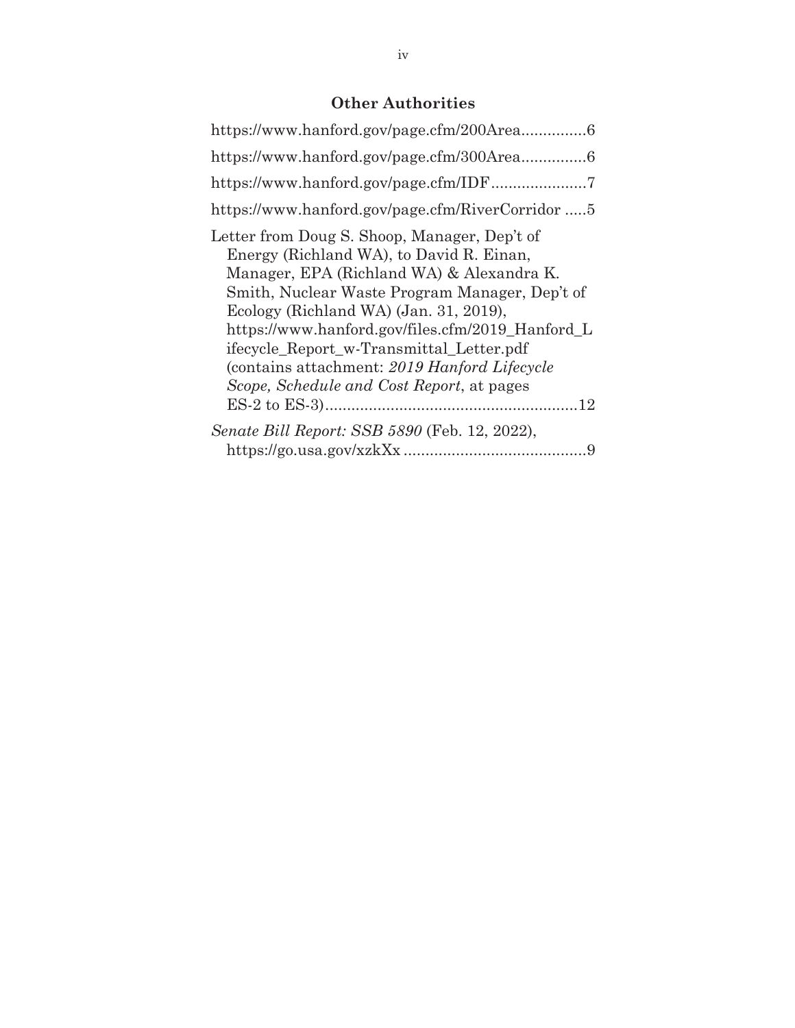## Other Authorities

https://www.hanford.gov/page.cfm/200Area...............6

https://www.hanford.gov/page.cfm/300Area...............6

https://www.hanford.gov/page.cfm/IDF......................7

https://www.hanford.gov/page.cfm/RiverCorridor .....5

Letter from Doug S. Shoop, Manager, Dep't of Energy (Richland WA), to David R. Einan, Manager, EPA (Richland WA) & Alexandra K. Smith, Nuclear Waste Program Manager, Dep't of Ecology (Richland WA) (Jan. 31, 2019), https://www.hanford.gov/files.cfm/2019_Hanford_Lifecycle_Report_w-Transmittal_Letter.pdf (contains attachment: *2019 Hanford Lifecycle Scope, Schedule and Cost Report*, at pages ES-2 to ES-3)..........................................................12

*Senate Bill Report: SSB 5890* (Feb. 12, 2022), https://go.usa.gov/xzkXx ..........................................9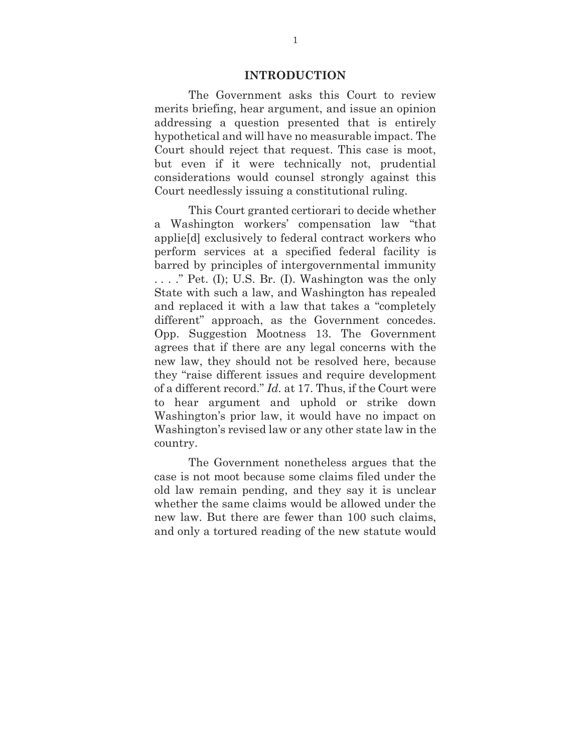## INTRODUCTION

The Government asks this Court to review merits briefing, hear argument, and issue an opinion addressing a question presented that is entirely hypothetical and will have no measurable impact. The Court should reject that request. This case is moot, but even if it were technically not, prudential considerations would counsel strongly against this Court needlessly issuing a constitutional ruling.

This Court granted certiorari to decide whether a Washington workers' compensation law "that applie[d] exclusively to federal contract workers who perform services at a specified federal facility is barred by principles of intergovernmental immunity . . . ." Pet. (I); U.S. Br. (I). Washington was the only State with such a law, and Washington has repealed and replaced it with a law that takes a "completely different" approach, as the Government concedes. Opp. Suggestion Mootness 13. The Government agrees that if there are any legal concerns with the new law, they should not be resolved here, because they "raise different issues and require development of a different record." *Id.* at 17. Thus, if the Court were to hear argument and uphold or strike down Washington's prior law, it would have no impact on Washington's revised law or any other state law in the country.

The Government nonetheless argues that the case is not moot because some claims filed under the old law remain pending, and they say it is unclear whether the same claims would be allowed under the new law. But there are fewer than 100 such claims, and only a tortured reading of the new statute would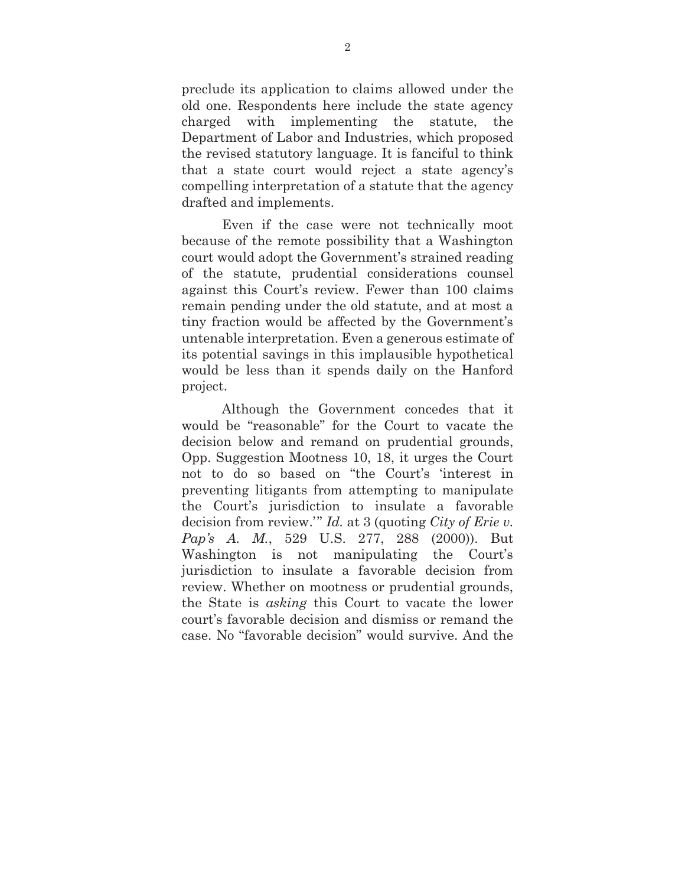preclude its application to claims allowed under the old one. Respondents here include the state agency charged with implementing the statute, the Department of Labor and Industries, which proposed the revised statutory language. It is fanciful to think that a state court would reject a state agency's compelling interpretation of a statute that the agency drafted and implements.

Even if the case were not technically moot because of the remote possibility that a Washington court would adopt the Government's strained reading of the statute, prudential considerations counsel against this Court's review. Fewer than 100 claims remain pending under the old statute, and at most a tiny fraction would be affected by the Government's untenable interpretation. Even a generous estimate of its potential savings in this implausible hypothetical would be less than it spends daily on the Hanford project.

Although the Government concedes that it would be "reasonable" for the Court to vacate the decision below and remand on prudential grounds, Opp. Suggestion Mootness 10, 18, it urges the Court not to do so based on "the Court's 'interest in preventing litigants from attempting to manipulate the Court's jurisdiction to insulate a favorable decision from review.'" *Id.* at 3 (quoting *City of Erie v. Pap's A. M.*, 529 U.S. 277, 288 (2000)). But Washington is not manipulating the Court's jurisdiction to insulate a favorable decision from review. Whether on mootness or prudential grounds, the State is *asking* this Court to vacate the lower court's favorable decision and dismiss or remand the case. No "favorable decision" would survive. And the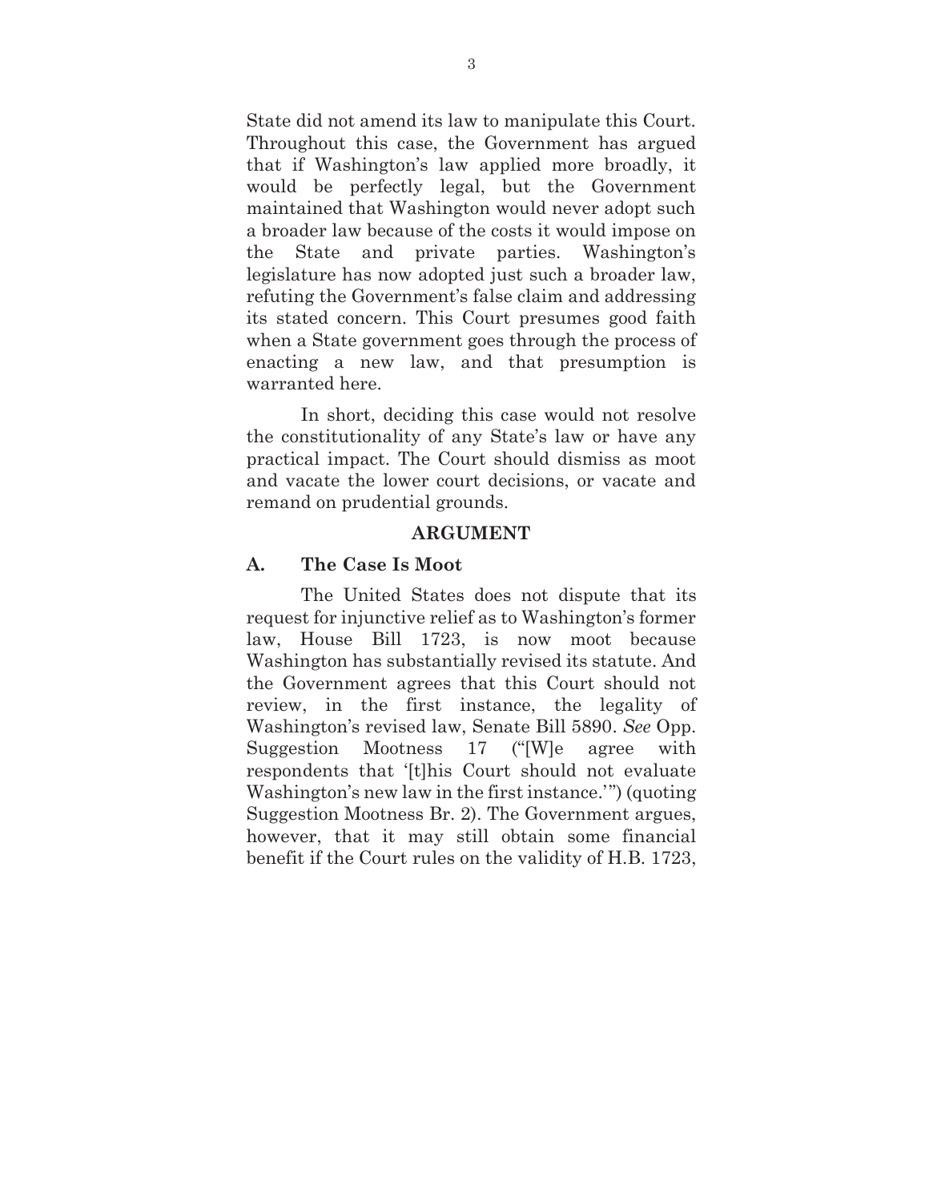State did not amend its law to manipulate this Court. Throughout this case, the Government has argued that if Washington's law applied more broadly, it would be perfectly legal, but the Government maintained that Washington would never adopt such a broader law because of the costs it would impose on the State and private parties. Washington's legislature has now adopted just such a broader law, refuting the Government's false claim and addressing its stated concern. This Court presumes good faith when a State government goes through the process of enacting a new law, and that presumption is warranted here.

In short, deciding this case would not resolve the constitutionality of any State's law or have any practical impact. The Court should dismiss as moot and vacate the lower court decisions, or vacate and remand on prudential grounds.

## ARGUMENT

### A. The Case Is Moot

The United States does not dispute that its request for injunctive relief as to Washington's former law, House Bill 1723, is now moot because Washington has substantially revised its statute. And the Government agrees that this Court should not review, in the first instance, the legality of Washington's revised law, Senate Bill 5890. *See* Opp. Suggestion Mootness 17 ("[W]e agree with respondents that '[t]his Court should not evaluate Washington's new law in the first instance.'") (quoting Suggestion Mootness Br. 2). The Government argues, however, that it may still obtain some financial benefit if the Court rules on the validity of H.B. 1723,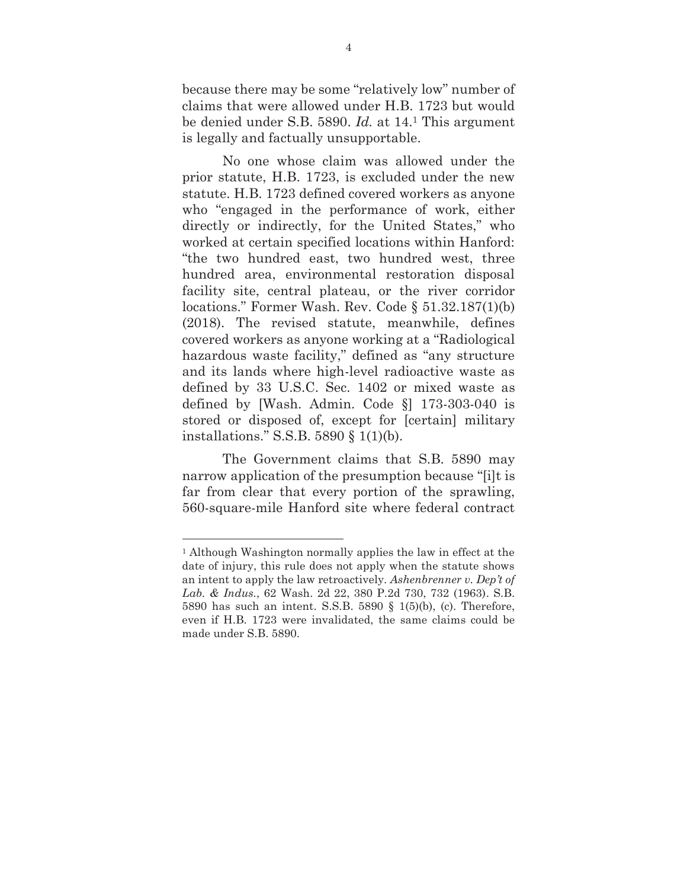because there may be some "relatively low" number of claims that were allowed under H.B. 1723 but would be denied under S.B. 5890. *Id.* at 14.[1] This argument is legally and factually unsupportable.

No one whose claim was allowed under the prior statute, H.B. 1723, is excluded under the new statute. H.B. 1723 defined covered workers as anyone who "engaged in the performance of work, either directly or indirectly, for the United States," who worked at certain specified locations within Hanford: "the two hundred east, two hundred west, three hundred area, environmental restoration disposal facility site, central plateau, or the river corridor locations." Former Wash. Rev. Code § 51.32.187(1)(b) (2018). The revised statute, meanwhile, defines covered workers as anyone working at a "Radiological hazardous waste facility," defined as "any structure and its lands where high-level radioactive waste as defined by 33 U.S.C. Sec. 1402 or mixed waste as defined by [Wash. Admin. Code §] 173-303-040 is stored or disposed of, except for [certain] military installations." S.S.B. 5890 § 1(1)(b).

The Government claims that S.B. 5890 may narrow application of the presumption because "[i]t is far from clear that every portion of the sprawling, 560-square-mile Hanford site where federal contract

---

[1] Although Washington normally applies the law in effect at the date of injury, this rule does not apply when the statute shows an intent to apply the law retroactively. *Ashenbrenner v. Dep't of Lab. & Indus.*, 62 Wash. 2d 22, 380 P.2d 730, 732 (1963). S.B. 5890 has such an intent. S.S.B. 5890 § 1(5)(b), (c). Therefore, even if H.B. 1723 were invalidated, the same claims could be made under S.B. 5890.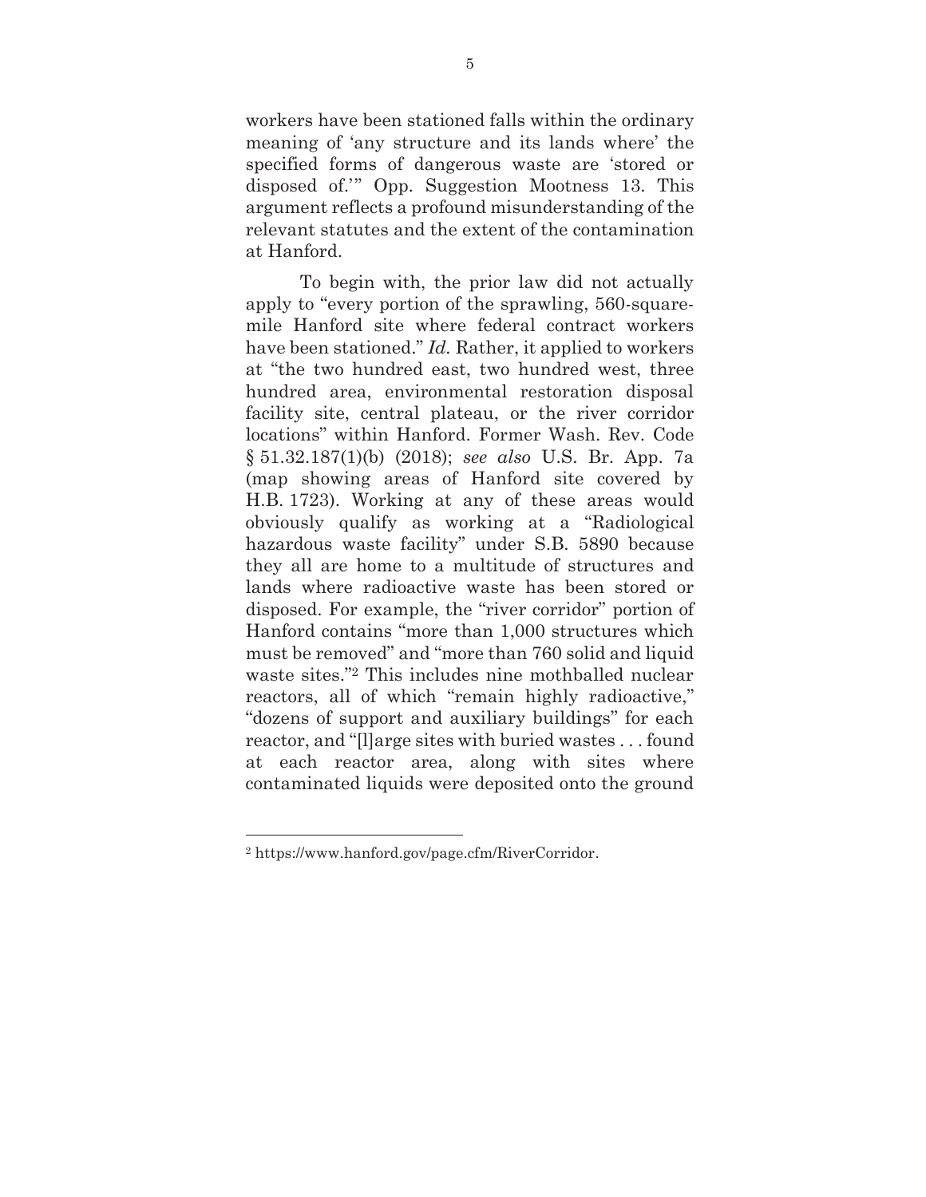workers have been stationed falls within the ordinary meaning of 'any structure and its lands where' the specified forms of dangerous waste are 'stored or disposed of.'" Opp. Suggestion Mootness 13. This argument reflects a profound misunderstanding of the relevant statutes and the extent of the contamination at Hanford.

To begin with, the prior law did not actually apply to "every portion of the sprawling, 560-square-mile Hanford site where federal contract workers have been stationed." *Id.* Rather, it applied to workers at "the two hundred east, two hundred west, three hundred area, environmental restoration disposal facility site, central plateau, or the river corridor locations" within Hanford. Former Wash. Rev. Code § 51.32.187(1)(b) (2018); *see also* U.S. Br. App. 7a (map showing areas of Hanford site covered by H.B. 1723). Working at any of these areas would obviously qualify as working at a "Radiological hazardous waste facility" under S.B. 5890 because they all are home to a multitude of structures and lands where radioactive waste has been stored or disposed. For example, the "river corridor" portion of Hanford contains "more than 1,000 structures which must be removed" and "more than 760 solid and liquid waste sites."[2] This includes nine mothballed nuclear reactors, all of which "remain highly radioactive," "dozens of support and auxiliary buildings" for each reactor, and "[l]arge sites with buried wastes . . . found at each reactor area, along with sites where contaminated liquids were deposited onto the ground

---

[2] https://www.hanford.gov/page.cfm/RiverCorridor.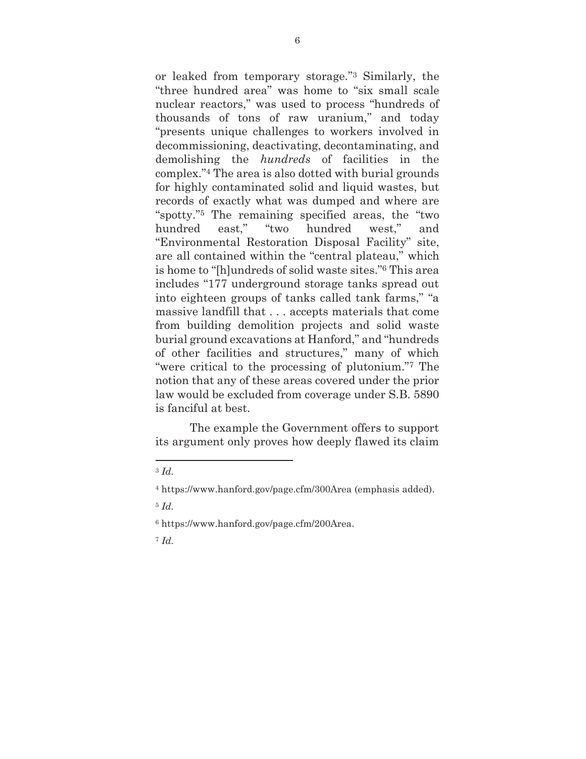or leaked from temporary storage."[3] Similarly, the "three hundred area" was home to "six small scale nuclear reactors," was used to process "hundreds of thousands of tons of raw uranium," and today "presents unique challenges to workers involved in decommissioning, deactivating, decontaminating, and demolishing the *hundreds* of facilities in the complex."[4] The area is also dotted with burial grounds for highly contaminated solid and liquid wastes, but records of exactly what was dumped and where are "spotty."[5] The remaining specified areas, the "two hundred east," "two hundred west," and "Environmental Restoration Disposal Facility" site, are all contained within the "central plateau," which is home to "[h]undreds of solid waste sites."[6] This area includes "177 underground storage tanks spread out into eighteen groups of tanks called tank farms," "a massive landfill that . . . accepts materials that come from building demolition projects and solid waste burial ground excavations at Hanford," and "hundreds of other facilities and structures," many of which "were critical to the processing of plutonium."[7] The notion that any of these areas covered under the prior law would be excluded from coverage under S.B. 5890 is fanciful at best.

The example the Government offers to support its argument only proves how deeply flawed its claim

---

[3] *Id.*

[4] https://www.hanford.gov/page.cfm/300Area (emphasis added).

[5] *Id.*

[6] https://www.hanford.gov/page.cfm/200Area.

[7] *Id.*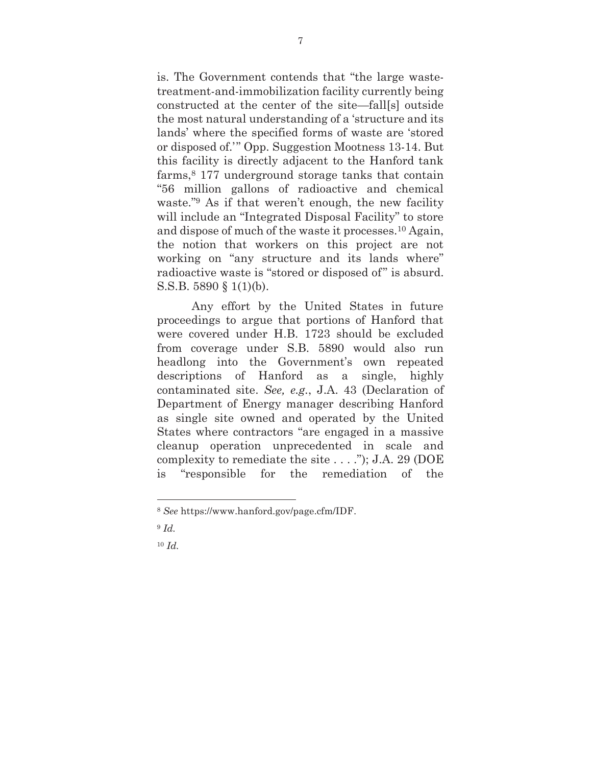is. The Government contends that "the large waste-treatment-and-immobilization facility currently being constructed at the center of the site—fall[s] outside the most natural understanding of a 'structure and its lands' where the specified forms of waste are 'stored or disposed of.'" Opp. Suggestion Mootness 13-14. But this facility is directly adjacent to the Hanford tank farms,[8] 177 underground storage tanks that contain "56 million gallons of radioactive and chemical waste."[9] As if that weren't enough, the new facility will include an "Integrated Disposal Facility" to store and dispose of much of the waste it processes.[10] Again, the notion that workers on this project are not working on "any structure and its lands where" radioactive waste is "stored or disposed of" is absurd. S.S.B. 5890 § 1(1)(b).

Any effort by the United States in future proceedings to argue that portions of Hanford that were covered under H.B. 1723 should be excluded from coverage under S.B. 5890 would also run headlong into the Government's own repeated descriptions of Hanford as a single, highly contaminated site. *See, e.g.*, J.A. 43 (Declaration of Department of Energy manager describing Hanford as single site owned and operated by the United States where contractors "are engaged in a massive cleanup operation unprecedented in scale and complexity to remediate the site . . . ."); J.A. 29 (DOE is "responsible for the remediation of the

---

[8] *See* https://www.hanford.gov/page.cfm/IDF.

[9] *Id.*

[10] *Id.*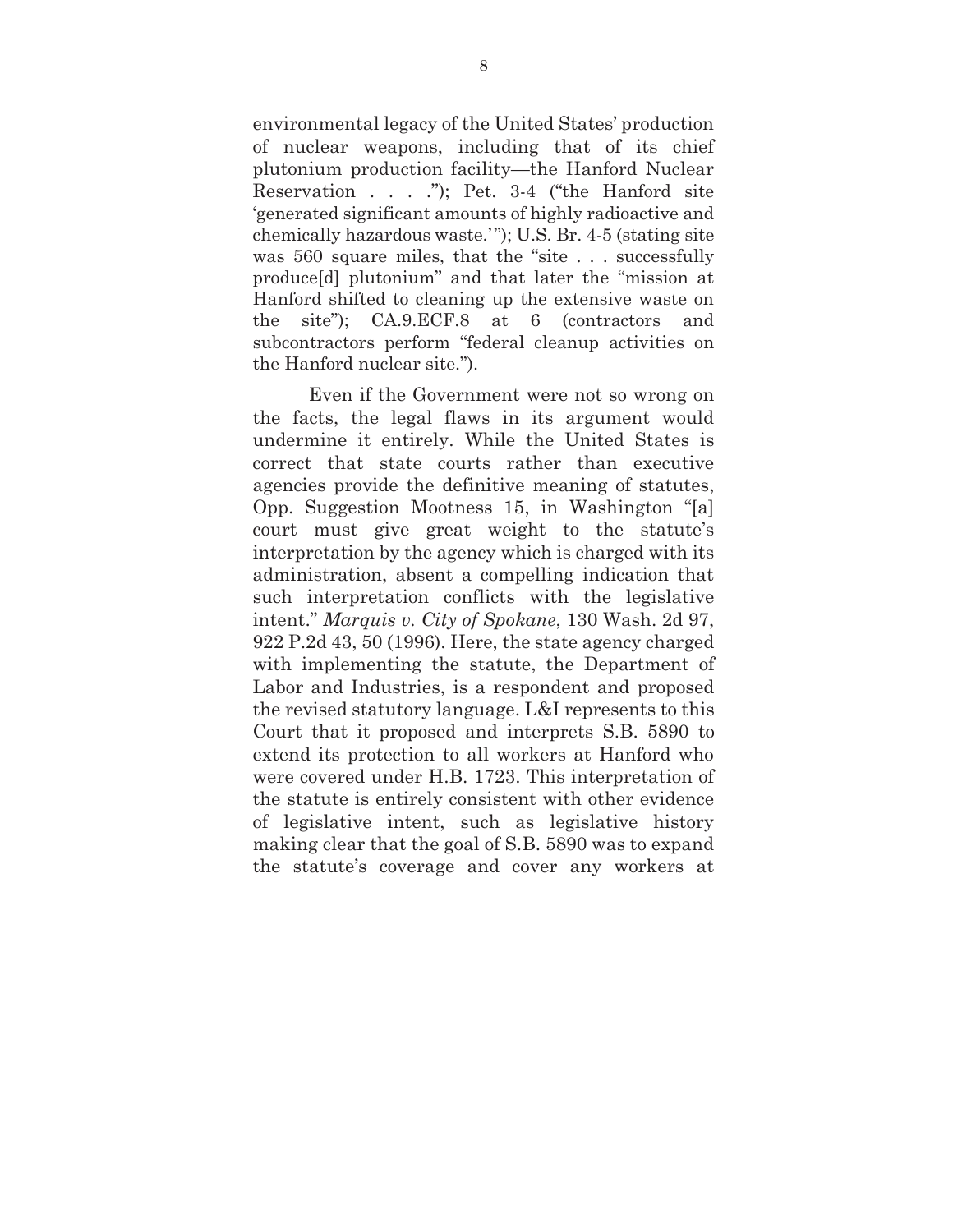environmental legacy of the United States' production of nuclear weapons, including that of its chief plutonium production facility—the Hanford Nuclear Reservation . . . ."); Pet. 3-4 ("the Hanford site 'generated significant amounts of highly radioactive and chemically hazardous waste.'"); U.S. Br. 4-5 (stating site was 560 square miles, that the "site . . . successfully produce[d] plutonium" and that later the "mission at Hanford shifted to cleaning up the extensive waste on the site"); CA.9.ECF.8 at 6 (contractors and subcontractors perform "federal cleanup activities on the Hanford nuclear site.").

Even if the Government were not so wrong on the facts, the legal flaws in its argument would undermine it entirely. While the United States is correct that state courts rather than executive agencies provide the definitive meaning of statutes, Opp. Suggestion Mootness 15, in Washington "[a] court must give great weight to the statute's interpretation by the agency which is charged with its administration, absent a compelling indication that such interpretation conflicts with the legislative intent." *Marquis v. City of Spokane*, 130 Wash. 2d 97, 922 P.2d 43, 50 (1996). Here, the state agency charged with implementing the statute, the Department of Labor and Industries, is a respondent and proposed the revised statutory language. L&I represents to this Court that it proposed and interprets S.B. 5890 to extend its protection to all workers at Hanford who were covered under H.B. 1723. This interpretation of the statute is entirely consistent with other evidence of legislative intent, such as legislative history making clear that the goal of S.B. 5890 was to expand the statute's coverage and cover any workers at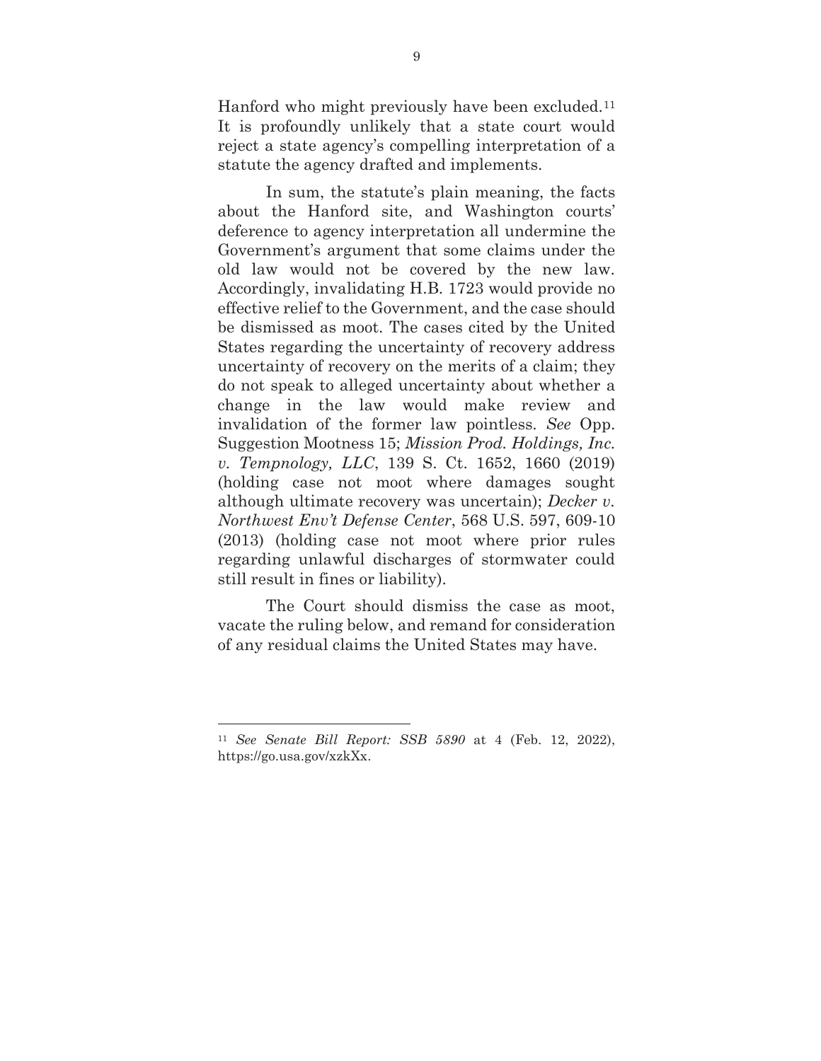Hanford who might previously have been excluded.[11] It is profoundly unlikely that a state court would reject a state agency's compelling interpretation of a statute the agency drafted and implements.

In sum, the statute's plain meaning, the facts about the Hanford site, and Washington courts' deference to agency interpretation all undermine the Government's argument that some claims under the old law would not be covered by the new law. Accordingly, invalidating H.B. 1723 would provide no effective relief to the Government, and the case should be dismissed as moot. The cases cited by the United States regarding the uncertainty of recovery address uncertainty of recovery on the merits of a claim; they do not speak to alleged uncertainty about whether a change in the law would make review and invalidation of the former law pointless. *See* Opp. Suggestion Mootness 15; *Mission Prod. Holdings, Inc. v. Tempnology, LLC*, 139 S. Ct. 1652, 1660 (2019) (holding case not moot where damages sought although ultimate recovery was uncertain); *Decker v. Northwest Env't Defense Center*, 568 U.S. 597, 609-10 (2013) (holding case not moot where prior rules regarding unlawful discharges of stormwater could still result in fines or liability).

The Court should dismiss the case as moot, vacate the ruling below, and remand for consideration of any residual claims the United States may have.

---

[11] *See Senate Bill Report: SSB 5890* at 4 (Feb. 12, 2022), https://go.usa.gov/xzkXx.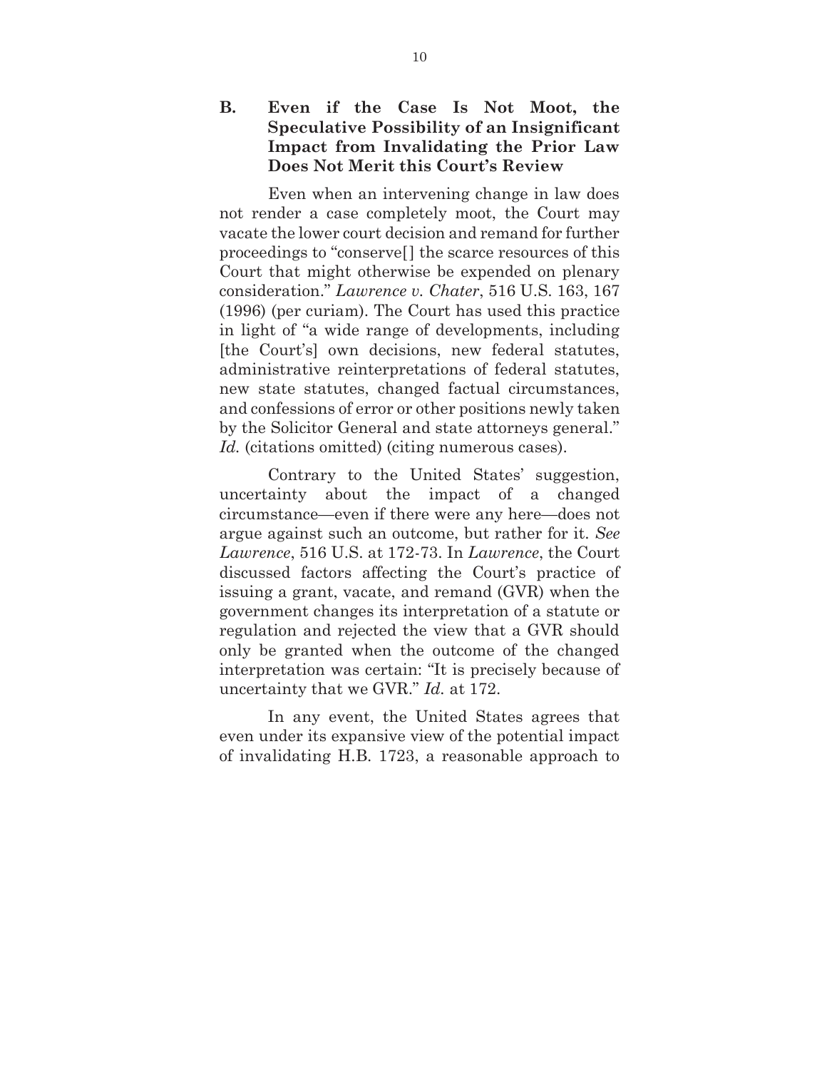### B. Even if the Case Is Not Moot, the Speculative Possibility of an Insignificant Impact from Invalidating the Prior Law Does Not Merit this Court's Review

Even when an intervening change in law does not render a case completely moot, the Court may vacate the lower court decision and remand for further proceedings to "conserve[] the scarce resources of this Court that might otherwise be expended on plenary consideration." *Lawrence v. Chater*, 516 U.S. 163, 167 (1996) (per curiam). The Court has used this practice in light of "a wide range of developments, including [the Court's] own decisions, new federal statutes, administrative reinterpretations of federal statutes, new state statutes, changed factual circumstances, and confessions of error or other positions newly taken by the Solicitor General and state attorneys general." *Id.* (citations omitted) (citing numerous cases).

Contrary to the United States' suggestion, uncertainty about the impact of a changed circumstance—even if there were any here—does not argue against such an outcome, but rather for it. *See Lawrence*, 516 U.S. at 172-73. In *Lawrence*, the Court discussed factors affecting the Court's practice of issuing a grant, vacate, and remand (GVR) when the government changes its interpretation of a statute or regulation and rejected the view that a GVR should only be granted when the outcome of the changed interpretation was certain: "It is precisely because of uncertainty that we GVR." *Id.* at 172.

In any event, the United States agrees that even under its expansive view of the potential impact of invalidating H.B. 1723, a reasonable approach to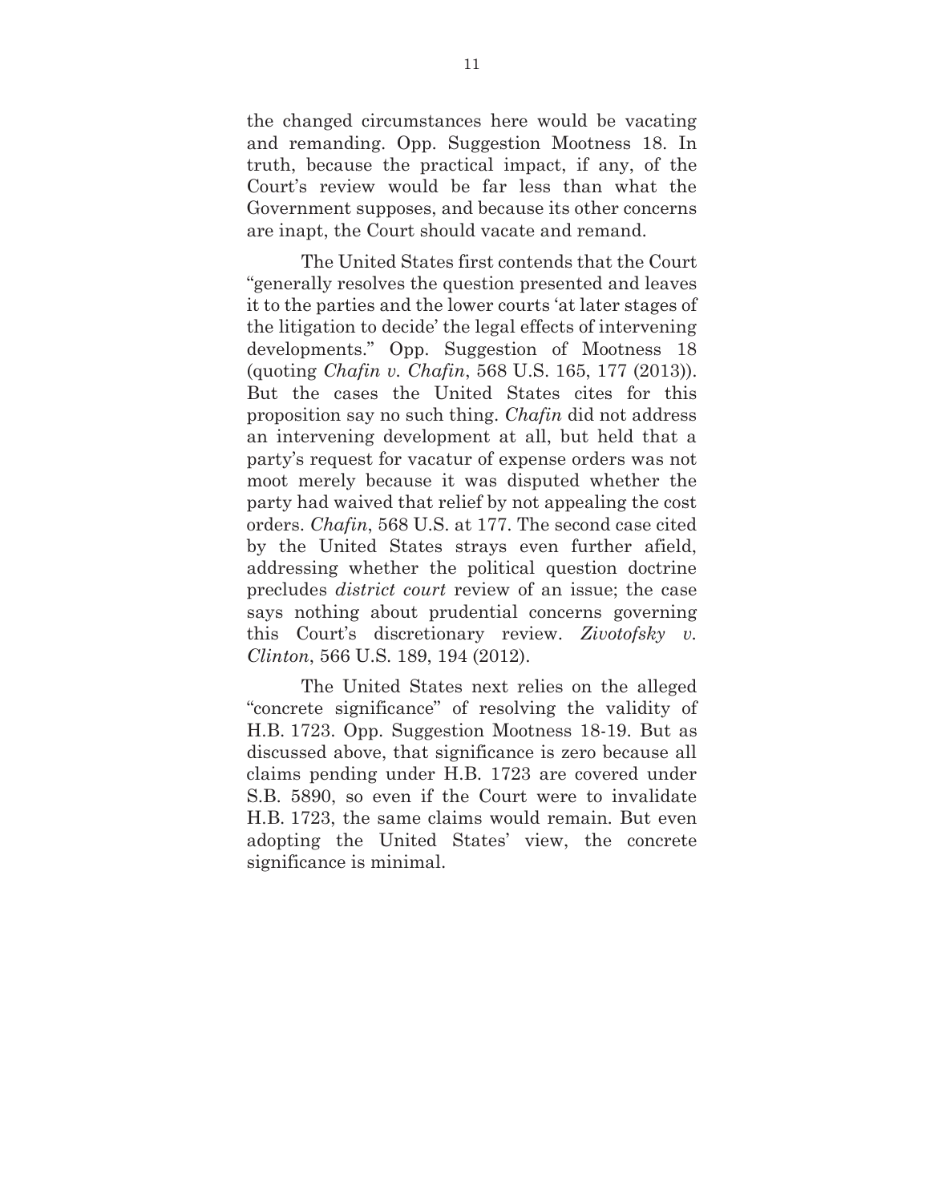the changed circumstances here would be vacating and remanding. Opp. Suggestion Mootness 18. In truth, because the practical impact, if any, of the Court's review would be far less than what the Government supposes, and because its other concerns are inapt, the Court should vacate and remand.

The United States first contends that the Court "generally resolves the question presented and leaves it to the parties and the lower courts 'at later stages of the litigation to decide' the legal effects of intervening developments." Opp. Suggestion of Mootness 18 (quoting *Chafin v. Chafin*, 568 U.S. 165, 177 (2013)). But the cases the United States cites for this proposition say no such thing. *Chafin* did not address an intervening development at all, but held that a party's request for vacatur of expense orders was not moot merely because it was disputed whether the party had waived that relief by not appealing the cost orders. *Chafin*, 568 U.S. at 177. The second case cited by the United States strays even further afield, addressing whether the political question doctrine precludes *district court* review of an issue; the case says nothing about prudential concerns governing this Court's discretionary review. *Zivotofsky v. Clinton*, 566 U.S. 189, 194 (2012).

The United States next relies on the alleged "concrete significance" of resolving the validity of H.B. 1723. Opp. Suggestion Mootness 18-19. But as discussed above, that significance is zero because all claims pending under H.B. 1723 are covered under S.B. 5890, so even if the Court were to invalidate H.B. 1723, the same claims would remain. But even adopting the United States' view, the concrete significance is minimal.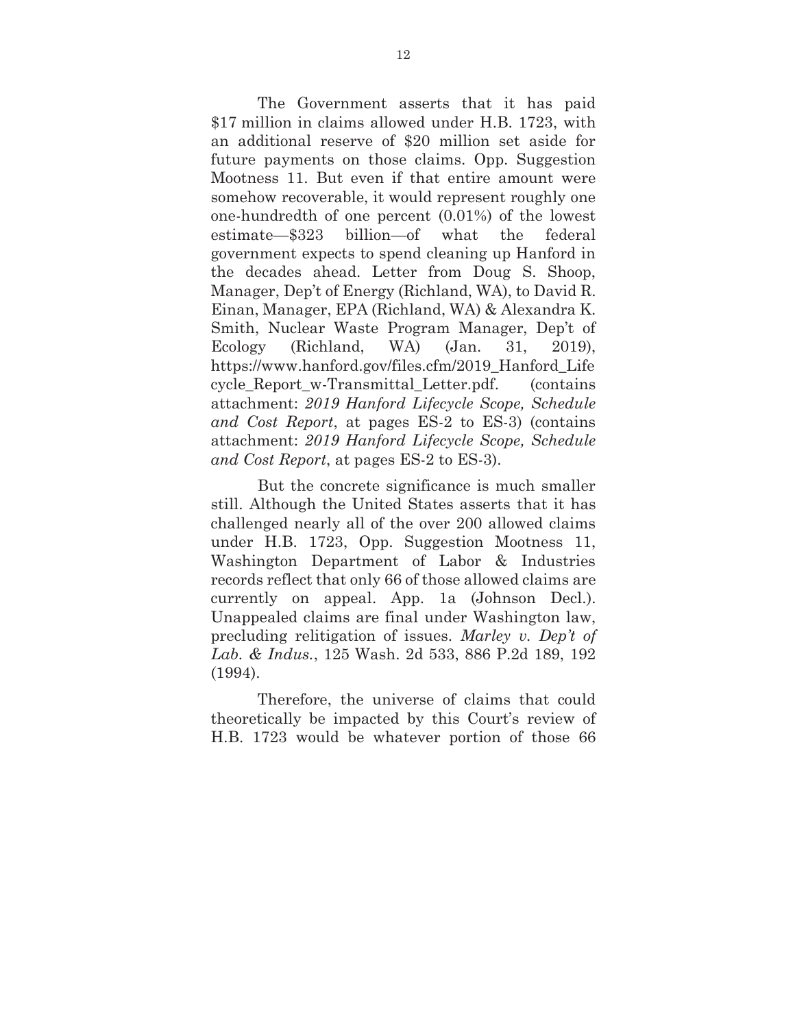The Government asserts that it has paid $17 million in claims allowed under H.B. 1723, with an additional reserve of $20 million set aside for future payments on those claims. Opp. Suggestion Mootness 11. But even if that entire amount were somehow recoverable, it would represent roughly one one-hundredth of one percent (0.01%) of the lowest estimate—$323 billion—of what the federal government expects to spend cleaning up Hanford in the decades ahead. Letter from Doug S. Shoop, Manager, Dep't of Energy (Richland, WA), to David R. Einan, Manager, EPA (Richland, WA) & Alexandra K. Smith, Nuclear Waste Program Manager, Dep't of Ecology (Richland, WA) (Jan. 31, 2019), https://www.hanford.gov/files.cfm/2019_Hanford_Lifecycle_Report_w-Transmittal_Letter.pdf. (contains attachment: *2019 Hanford Lifecycle Scope, Schedule and Cost Report*, at pages ES-2 to ES-3) (contains attachment: *2019 Hanford Lifecycle Scope, Schedule and Cost Report*, at pages ES-2 to ES-3).

But the concrete significance is much smaller still. Although the United States asserts that it has challenged nearly all of the over 200 allowed claims under H.B. 1723, Opp. Suggestion Mootness 11, Washington Department of Labor & Industries records reflect that only 66 of those allowed claims are currently on appeal. App. 1a (Johnson Decl.). Unappealed claims are final under Washington law, precluding relitigation of issues. *Marley v. Dep't of Lab. & Indus.*, 125 Wash. 2d 533, 886 P.2d 189, 192 (1994).

Therefore, the universe of claims that could theoretically be impacted by this Court's review of H.B. 1723 would be whatever portion of those 66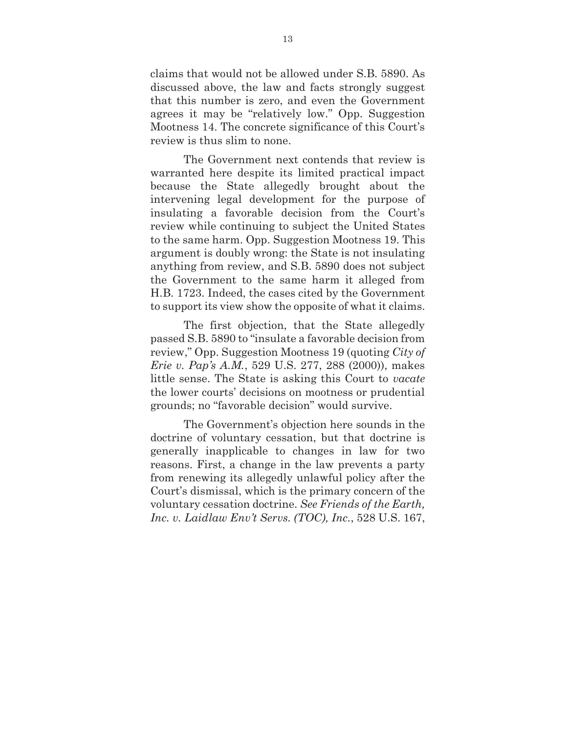claims that would not be allowed under S.B. 5890. As discussed above, the law and facts strongly suggest that this number is zero, and even the Government agrees it may be "relatively low." Opp. Suggestion Mootness 14. The concrete significance of this Court's review is thus slim to none.

The Government next contends that review is warranted here despite its limited practical impact because the State allegedly brought about the intervening legal development for the purpose of insulating a favorable decision from the Court's review while continuing to subject the United States to the same harm. Opp. Suggestion Mootness 19. This argument is doubly wrong: the State is not insulating anything from review, and S.B. 5890 does not subject the Government to the same harm it alleged from H.B. 1723. Indeed, the cases cited by the Government to support its view show the opposite of what it claims.

The first objection, that the State allegedly passed S.B. 5890 to "insulate a favorable decision from review," Opp. Suggestion Mootness 19 (quoting *City of Erie v. Pap's A.M.*, 529 U.S. 277, 288 (2000)), makes little sense. The State is asking this Court to *vacate* the lower courts' decisions on mootness or prudential grounds; no "favorable decision" would survive.

The Government's objection here sounds in the doctrine of voluntary cessation, but that doctrine is generally inapplicable to changes in law for two reasons. First, a change in the law prevents a party from renewing its allegedly unlawful policy after the Court's dismissal, which is the primary concern of the voluntary cessation doctrine. *See Friends of the Earth, Inc. v. Laidlaw Env't Servs. (TOC), Inc.*, 528 U.S. 167,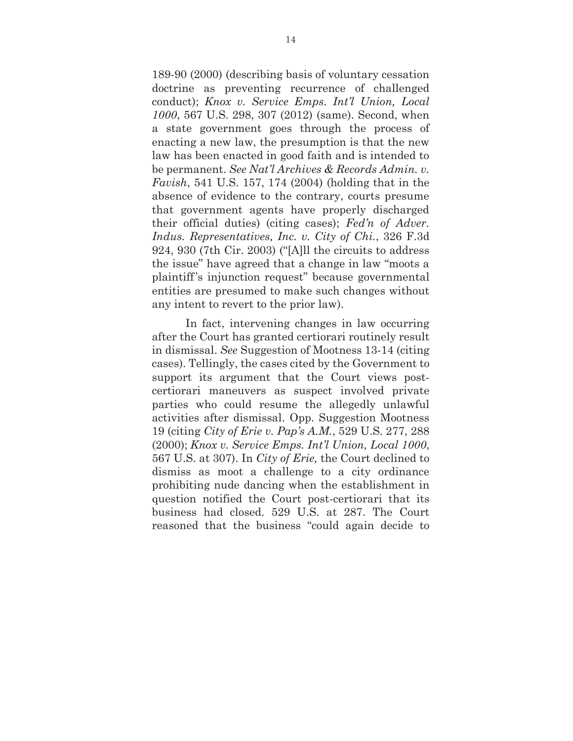189-90 (2000) (describing basis of voluntary cessation doctrine as preventing recurrence of challenged conduct); *Knox v. Service Emps. Int'l Union, Local 1000*, 567 U.S. 298, 307 (2012) (same). Second, when a state government goes through the process of enacting a new law, the presumption is that the new law has been enacted in good faith and is intended to be permanent. *See Nat'l Archives & Records Admin. v. Favish*, 541 U.S. 157, 174 (2004) (holding that in the absence of evidence to the contrary, courts presume that government agents have properly discharged their official duties) (citing cases); *Fed'n of Adver. Indus. Representatives, Inc. v. City of Chi.*, 326 F.3d 924, 930 (7th Cir. 2003) ("[A]ll the circuits to address the issue" have agreed that a change in law "moots a plaintiff's injunction request" because governmental entities are presumed to make such changes without any intent to revert to the prior law).

In fact, intervening changes in law occurring after the Court has granted certiorari routinely result in dismissal. *See* Suggestion of Mootness 13-14 (citing cases). Tellingly, the cases cited by the Government to support its argument that the Court views post-certiorari maneuvers as suspect involved private parties who could resume the allegedly unlawful activities after dismissal. Opp. Suggestion Mootness 19 (citing *City of Erie v. Pap's A.M.*, 529 U.S. 277, 288 (2000); *Knox v. Service Emps. Int'l Union, Local 1000*, 567 U.S. at 307). In *City of Erie,* the Court declined to dismiss as moot a challenge to a city ordinance prohibiting nude dancing when the establishment in question notified the Court post-certiorari that its business had closed. 529 U.S. at 287. The Court reasoned that the business "could again decide to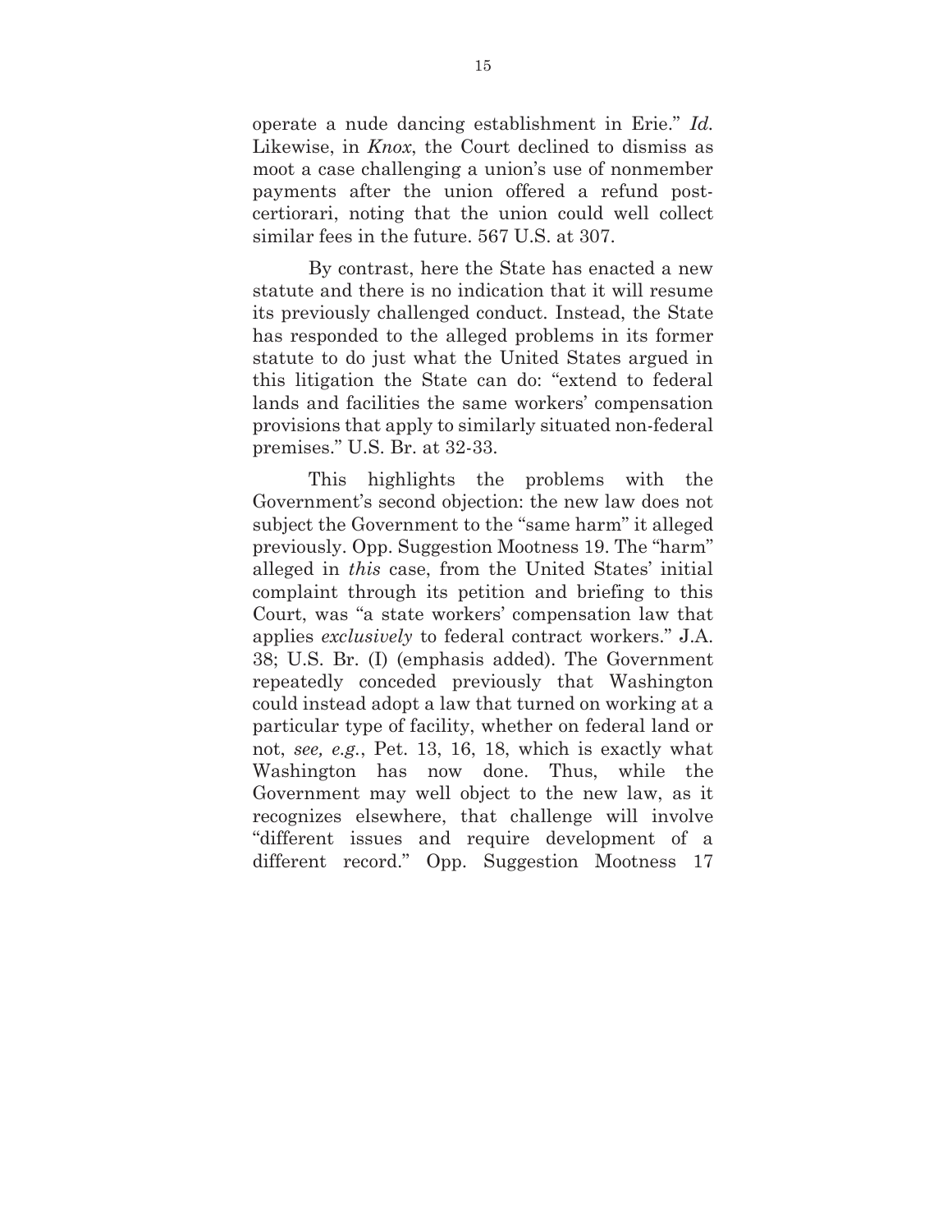operate a nude dancing establishment in Erie." *Id.* Likewise, in *Knox*, the Court declined to dismiss as moot a case challenging a union's use of nonmember payments after the union offered a refund post-certiorari, noting that the union could well collect similar fees in the future. 567 U.S. at 307.

By contrast, here the State has enacted a new statute and there is no indication that it will resume its previously challenged conduct. Instead, the State has responded to the alleged problems in its former statute to do just what the United States argued in this litigation the State can do: "extend to federal lands and facilities the same workers' compensation provisions that apply to similarly situated non-federal premises." U.S. Br. at 32-33.

This highlights the problems with the Government's second objection: the new law does not subject the Government to the "same harm" it alleged previously. Opp. Suggestion Mootness 19. The "harm" alleged in *this* case, from the United States' initial complaint through its petition and briefing to this Court, was "a state workers' compensation law that applies *exclusively* to federal contract workers." J.A. 38; U.S. Br. (I) (emphasis added). The Government repeatedly conceded previously that Washington could instead adopt a law that turned on working at a particular type of facility, whether on federal land or not, *see, e.g.*, Pet. 13, 16, 18, which is exactly what Washington has now done. Thus, while the Government may well object to the new law, as it recognizes elsewhere, that challenge will involve "different issues and require development of a different record." Opp. Suggestion Mootness 17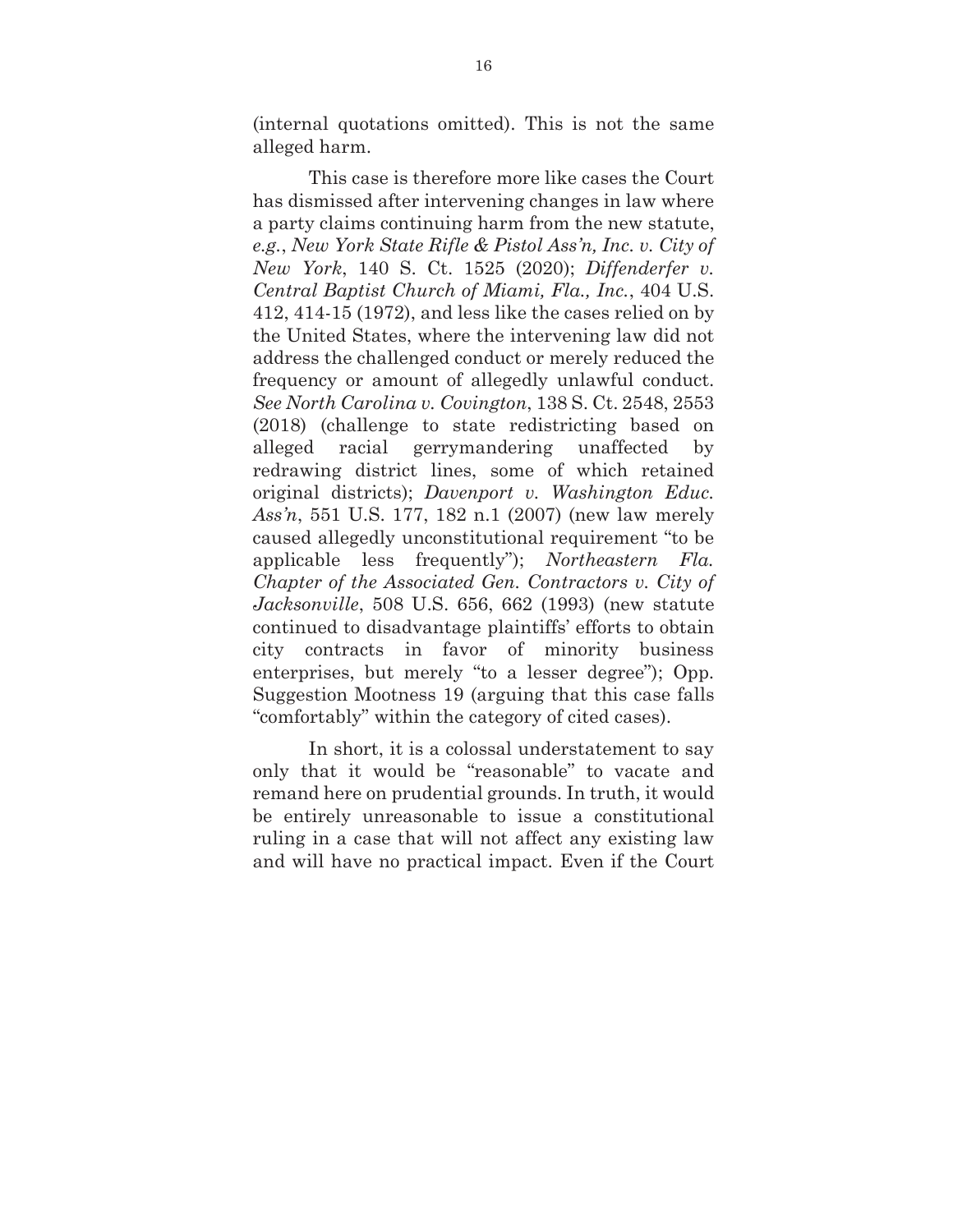(internal quotations omitted). This is not the same alleged harm.

This case is therefore more like cases the Court has dismissed after intervening changes in law where a party claims continuing harm from the new statute, *e.g.*, *New York State Rifle & Pistol Ass'n, Inc. v. City of New York*, 140 S. Ct. 1525 (2020); *Diffenderfer v. Central Baptist Church of Miami, Fla., Inc.*, 404 U.S. 412, 414-15 (1972), and less like the cases relied on by the United States, where the intervening law did not address the challenged conduct or merely reduced the frequency or amount of allegedly unlawful conduct. *See North Carolina v. Covington*, 138 S. Ct. 2548, 2553 (2018) (challenge to state redistricting based on alleged racial gerrymandering unaffected by redrawing district lines, some of which retained original districts); *Davenport v. Washington Educ. Ass'n*, 551 U.S. 177, 182 n.1 (2007) (new law merely caused allegedly unconstitutional requirement "to be applicable less frequently"); *Northeastern Fla. Chapter of the Associated Gen. Contractors v. City of Jacksonville*, 508 U.S. 656, 662 (1993) (new statute continued to disadvantage plaintiffs' efforts to obtain city contracts in favor of minority business enterprises, but merely "to a lesser degree"); Opp. Suggestion Mootness 19 (arguing that this case falls "comfortably" within the category of cited cases).

In short, it is a colossal understatement to say only that it would be "reasonable" to vacate and remand here on prudential grounds. In truth, it would be entirely unreasonable to issue a constitutional ruling in a case that will not affect any existing law and will have no practical impact. Even if the Court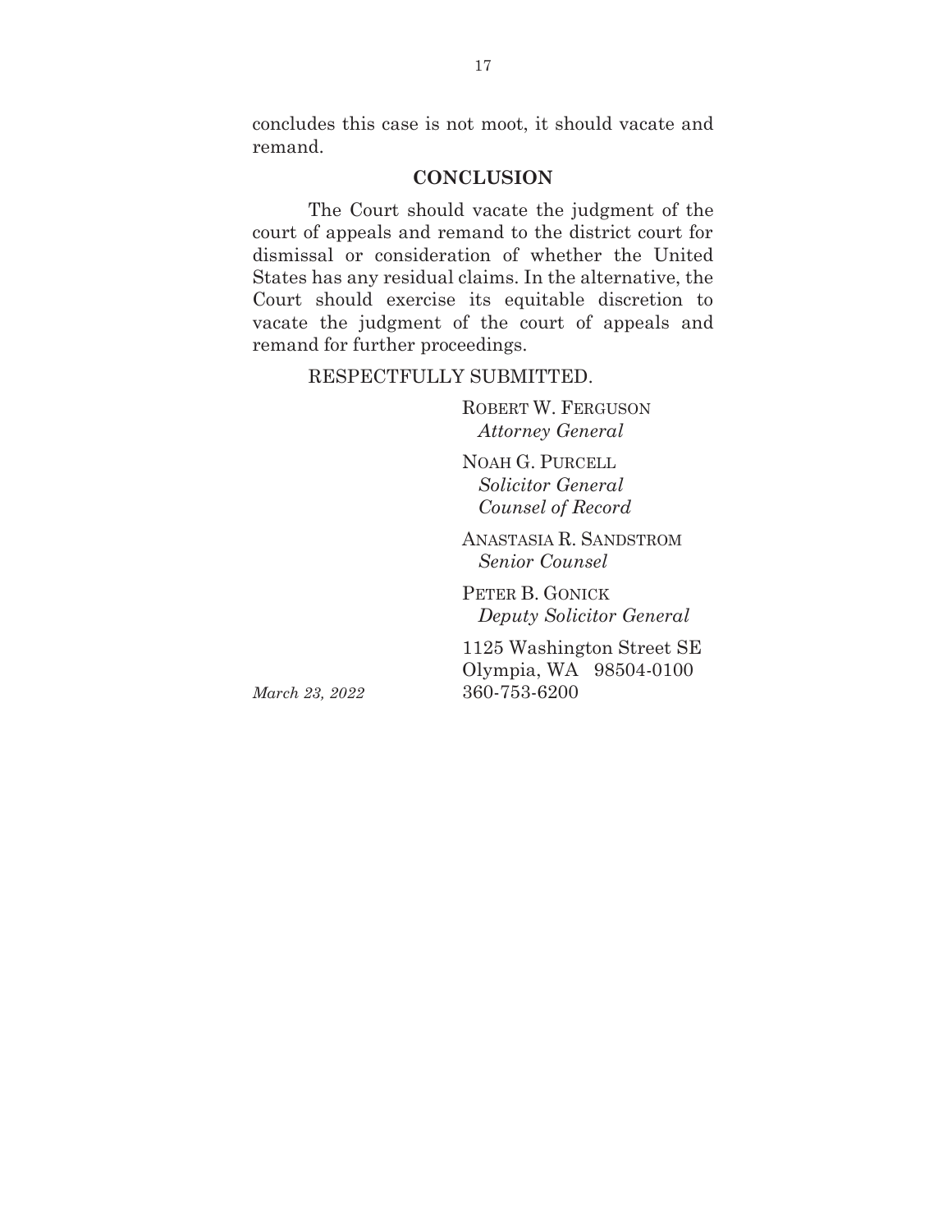concludes this case is not moot, it should vacate and remand.

## CONCLUSION

The Court should vacate the judgment of the court of appeals and remand to the district court for dismissal or consideration of whether the United States has any residual claims. In the alternative, the Court should exercise its equitable discretion to vacate the judgment of the court of appeals and remand for further proceedings.

RESPECTFULLY SUBMITTED.

ROBERT W. FERGUSON
*Attorney General*

NOAH G. PURCELL
*Solicitor General*
*Counsel of Record*

ANASTASIA R. SANDSTROM
*Senior Counsel*

PETER B. GONICK
*Deputy Solicitor General*

1125 Washington Street SE
Olympia, WA 98504-0100
360-753-6200

*March 23, 2022*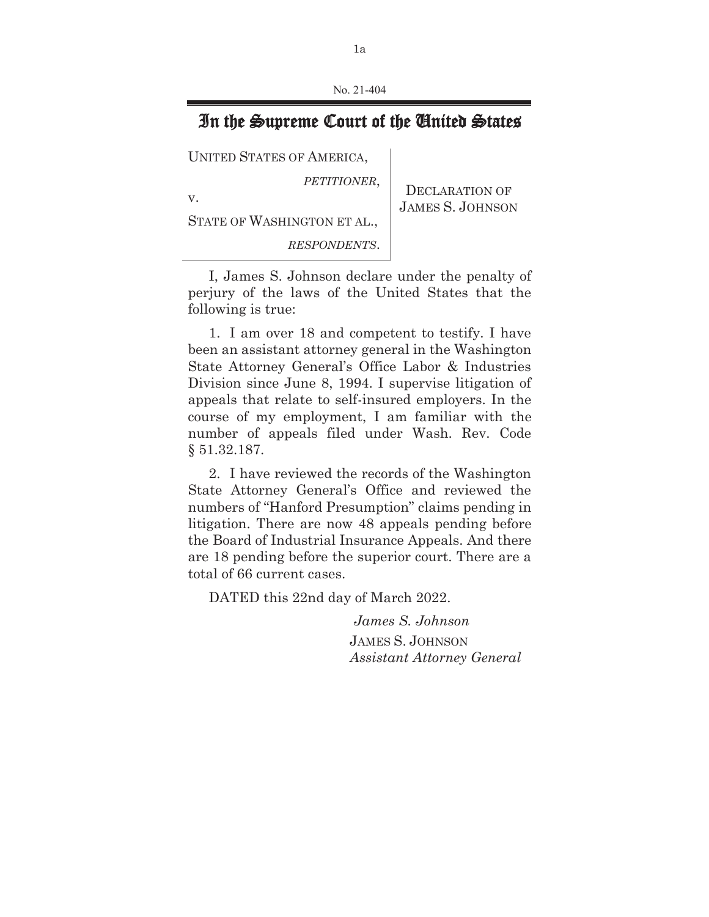No. 21-404

# In the Supreme Court of the United States

| | |
|---|---|
| UNITED STATES OF AMERICA, *PETITIONER*, v. STATE OF WASHINGTON ET AL., *RESPONDENTS*. | DECLARATION OF JAMES S. JOHNSON |

I, James S. Johnson declare under the penalty of perjury of the laws of the United States that the following is true:

1. I am over 18 and competent to testify. I have been an assistant attorney general in the Washington State Attorney General's Office Labor & Industries Division since June 8, 1994. I supervise litigation of appeals that relate to self-insured employers. In the course of my employment, I am familiar with the number of appeals filed under Wash. Rev. Code § 51.32.187.

2. I have reviewed the records of the Washington State Attorney General's Office and reviewed the numbers of "Hanford Presumption" claims pending in litigation. There are now 48 appeals pending before the Board of Industrial Insurance Appeals. And there are 18 pending before the superior court. There are a total of 66 current cases.

DATED this 22nd day of March 2022.

*James S. Johnson*
JAMES S. JOHNSON
*Assistant Attorney General*